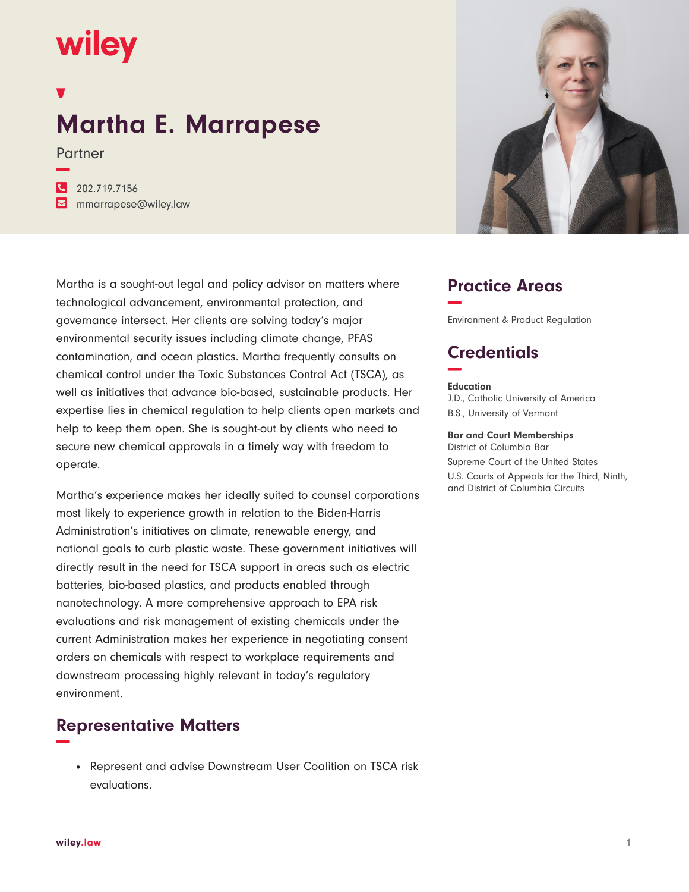wiley

# Martha E. Marrapese

Partner

202.719.7156
mmarrapese@wiley.law

Martha is a sought-out legal and policy advisor on matters where technological advancement, environmental protection, and governance intersect. Her clients are solving today's major environmental security issues including climate change, PFAS contamination, and ocean plastics. Martha frequently consults on chemical control under the Toxic Substances Control Act (TSCA), as well as initiatives that advance bio-based, sustainable products. Her expertise lies in chemical regulation to help clients open markets and help to keep them open. She is sought-out by clients who need to secure new chemical approvals in a timely way with freedom to operate.

Martha's experience makes her ideally suited to counsel corporations most likely to experience growth in relation to the Biden-Harris Administration's initiatives on climate, renewable energy, and national goals to curb plastic waste. These government initiatives will directly result in the need for TSCA support in areas such as electric batteries, bio-based plastics, and products enabled through nanotechnology. A more comprehensive approach to EPA risk evaluations and risk management of existing chemicals under the current Administration makes her experience in negotiating consent orders on chemicals with respect to workplace requirements and downstream processing highly relevant in today's regulatory environment.

## Representative Matters

- Represent and advise Downstream User Coalition on TSCA risk evaluations.

## Practice Areas

Environment & Product Regulation

## Credentials

**Education**

J.D., Catholic University of America

B.S., University of Vermont

**Bar and Court Memberships**

District of Columbia Bar

Supreme Court of the United States

U.S. Courts of Appeals for the Third, Ninth, and District of Columbia Circuits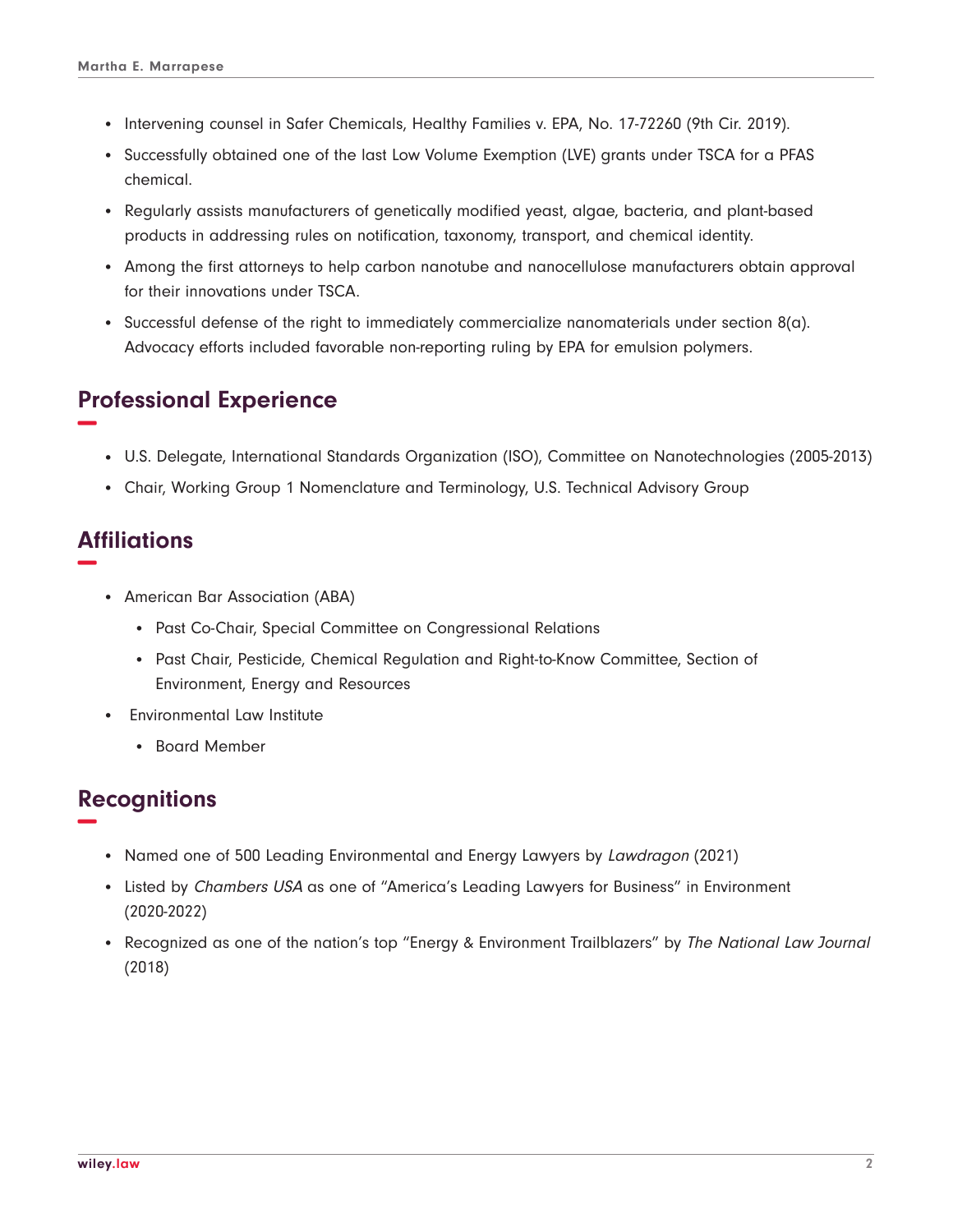- Intervening counsel in Safer Chemicals, Healthy Families v. EPA, No. 17-72260 (9th Cir. 2019).
- Successfully obtained one of the last Low Volume Exemption (LVE) grants under TSCA for a PFAS chemical.
- Regularly assists manufacturers of genetically modified yeast, algae, bacteria, and plant-based products in addressing rules on notification, taxonomy, transport, and chemical identity.
- Among the first attorneys to help carbon nanotube and nanocellulose manufacturers obtain approval for their innovations under TSCA.
- Successful defense of the right to immediately commercialize nanomaterials under section 8(a). Advocacy efforts included favorable non-reporting ruling by EPA for emulsion polymers.

## Professional Experience

- U.S. Delegate, International Standards Organization (ISO), Committee on Nanotechnologies (2005-2013)
- Chair, Working Group 1 Nomenclature and Terminology, U.S. Technical Advisory Group

## Affiliations

- American Bar Association (ABA)
  - Past Co-Chair, Special Committee on Congressional Relations
  - Past Chair, Pesticide, Chemical Regulation and Right-to-Know Committee, Section of Environment, Energy and Resources
- Environmental Law Institute
  - Board Member

## Recognitions

- Named one of 500 Leading Environmental and Energy Lawyers by *Lawdragon* (2021)
- Listed by *Chambers USA* as one of "America's Leading Lawyers for Business" in Environment (2020-2022)
- Recognized as one of the nation's top "Energy & Environment Trailblazers" by *The National Law Journal* (2018)